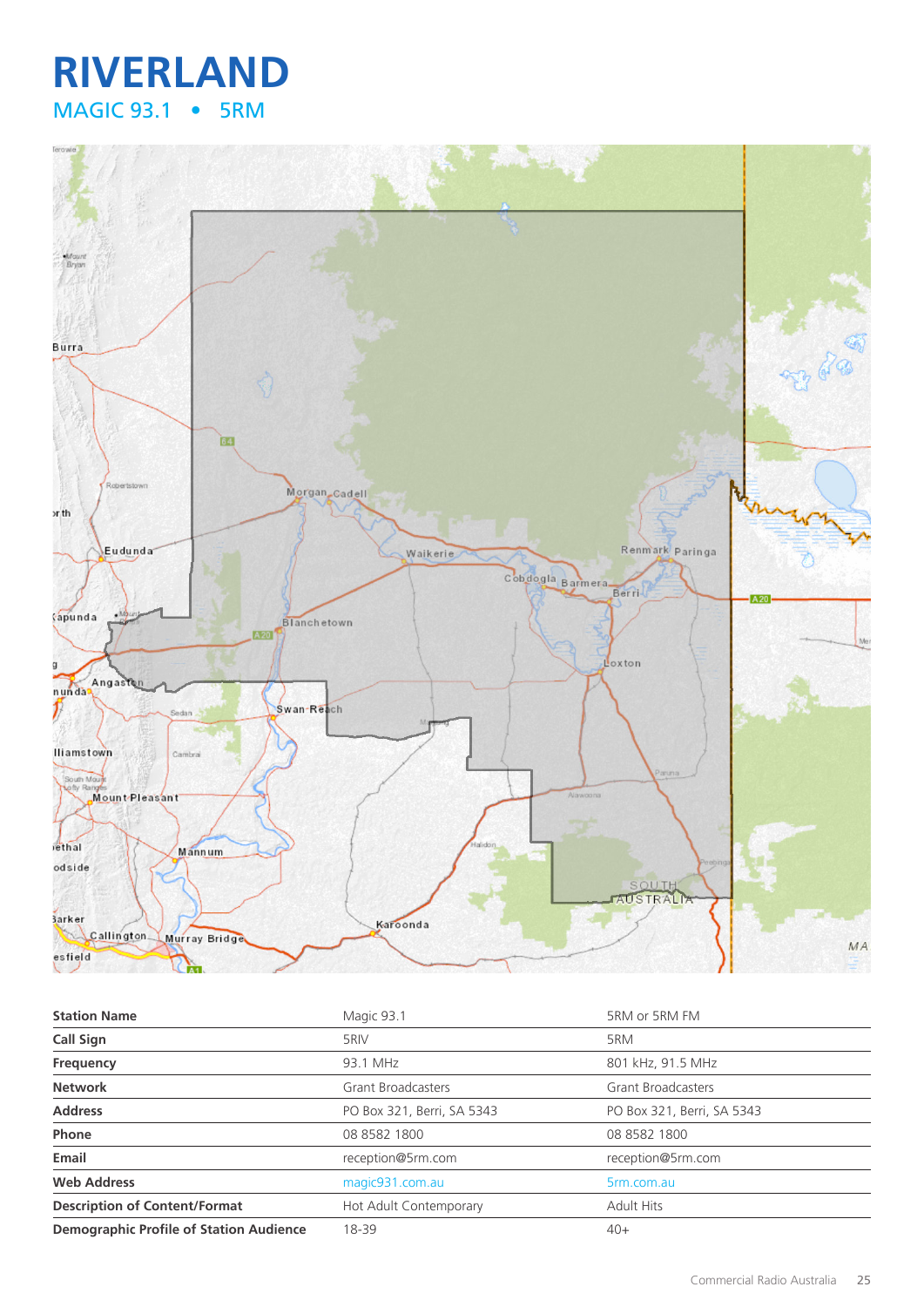# RIVERLAND

## MAGIC 93.1 • 5RM

| Station Name | Magic 93.1 | 5RM or 5RM FM |
|---|---|---|
| Call Sign | 5RIV | 5RM |
| Frequency | 93.1 MHz | 801 kHz, 91.5 MHz |
| Network | Grant Broadcasters | Grant Broadcasters |
| Address | PO Box 321, Berri, SA 5343 | PO Box 321, Berri, SA 5343 |
| Phone | 08 8582 1800 | 08 8582 1800 |
| Email | reception@5rm.com | reception@5rm.com |
| Web Address | magic931.com.au | 5rm.com.au |
| Description of Content/Format | Hot Adult Contemporary | Adult Hits |
| Demographic Profile of Station Audience | 18-39 | 40+ |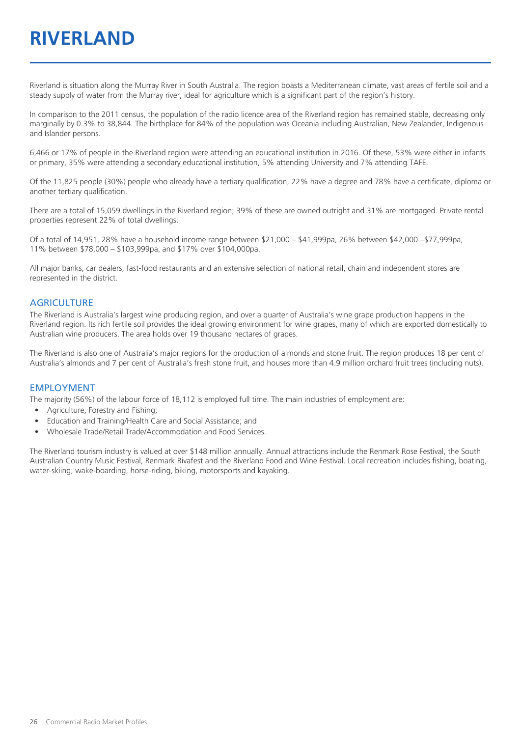# RIVERLAND

Riverland is situation along the Murray River in South Australia. The region boasts a Mediterranean climate, vast areas of fertile soil and a steady supply of water from the Murray river, ideal for agriculture which is a significant part of the region's history.

In comparison to the 2011 census, the population of the radio licence area of the Riverland region has remained stable, decreasing only marginally by 0.3% to 38,844. The birthplace for 84% of the population was Oceania including Australian, New Zealander, Indigenous and Islander persons.

6,466 or 17% of people in the Riverland region were attending an educational institution in 2016. Of these, 53% were either in infants or primary, 35% were attending a secondary educational institution, 5% attending University and 7% attending TAFE.

Of the 11,825 people (30%) people who already have a tertiary qualification, 22% have a degree and 78% have a certificate, diploma or another tertiary qualification.

There are a total of 15,059 dwellings in the Riverland region; 39% of these are owned outright and 31% are mortgaged. Private rental properties represent 22% of total dwellings.

Of a total of 14,951, 28% have a household income range between $21,000 – $41,999pa, 26% between $42,000 –$77,999pa, 11% between $78,000 – $103,999pa, and $17% over $104,000pa.

All major banks, car dealers, fast-food restaurants and an extensive selection of national retail, chain and independent stores are represented in the district.

## AGRICULTURE

The Riverland is Australia's largest wine producing region, and over a quarter of Australia's wine grape production happens in the Riverland region. Its rich fertile soil provides the ideal growing environment for wine grapes, many of which are exported domestically to Australian wine producers. The area holds over 19 thousand hectares of grapes.

The Riverland is also one of Australia's major regions for the production of almonds and stone fruit. The region produces 18 per cent of Australia's almonds and 7 per cent of Australia's fresh stone fruit, and houses more than 4.9 million orchard fruit trees (including nuts).

## EMPLOYMENT

The majority (56%) of the labour force of 18,112 is employed full time. The main industries of employment are:

- Agriculture, Forestry and Fishing;
- Education and Training/Health Care and Social Assistance; and
- Wholesale Trade/Retail Trade/Accommodation and Food Services.

The Riverland tourism industry is valued at over $148 million annually. Annual attractions include the Renmark Rose Festival, the South Australian Country Music Festival, Renmark Rivafest and the Riverland Food and Wine Festival. Local recreation includes fishing, boating, water-skiing, wake-boarding, horse-riding, biking, motorsports and kayaking.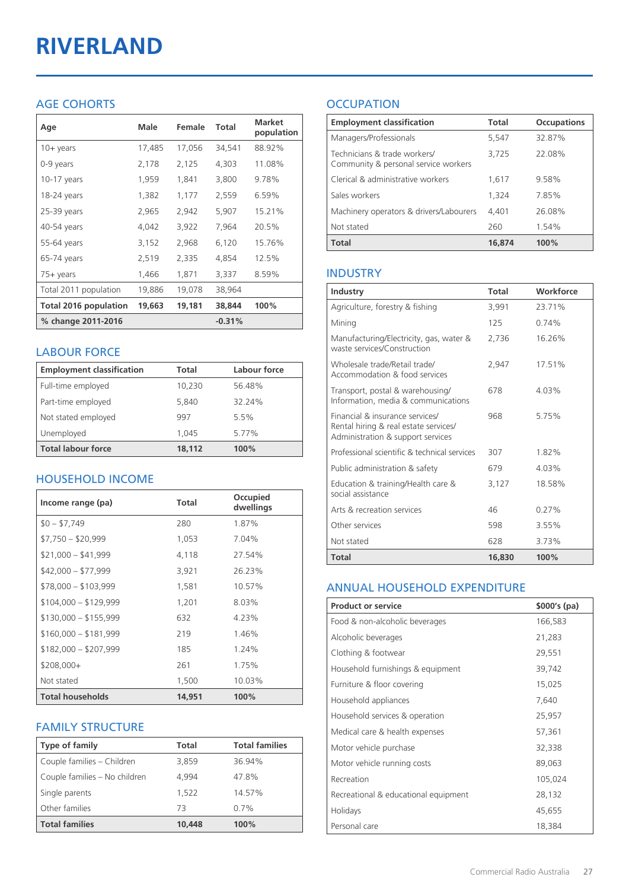# RIVERLAND

## AGE COHORTS

| Age | Male | Female | Total | Market population |
|---|---|---|---|---|
| 10+ years | 17,485 | 17,056 | 34,541 | 88.92% |
| 0-9 years | 2,178 | 2,125 | 4,303 | 11.08% |
| 10-17 years | 1,959 | 1,841 | 3,800 | 9.78% |
| 18-24 years | 1,382 | 1,177 | 2,559 | 6.59% |
| 25-39 years | 2,965 | 2,942 | 5,907 | 15.21% |
| 40-54 years | 4,042 | 3,922 | 7,964 | 20.5% |
| 55-64 years | 3,152 | 2,968 | 6,120 | 15.76% |
| 65-74 years | 2,519 | 2,335 | 4,854 | 12.5% |
| 75+ years | 1,466 | 1,871 | 3,337 | 8.59% |
| Total 2011 population | 19,886 | 19,078 | 38,964 | |
| **Total 2016 population** | **19,663** | **19,181** | **38,844** | **100%** |
| **% change 2011-2016** | | | **-0.31%** | |

## LABOUR FORCE

| Employment classification | Total | Labour force |
|---|---|---|
| Full-time employed | 10,230 | 56.48% |
| Part-time employed | 5,840 | 32.24% |
| Not stated employed | 997 | 5.5% |
| Unemployed | 1,045 | 5.77% |
| **Total labour force** | **18,112** | **100%** |

## HOUSEHOLD INCOME

| Income range (pa) | Total | Occupied dwellings |
|---|---|---|
| $0 – $7,749 | 280 | 1.87% |
| $7,750 – $20,999 | 1,053 | 7.04% |
| $21,000 – $41,999 | 4,118 | 27.54% |
| $42,000 – $77,999 | 3,921 | 26.23% |
| $78,000 – $103,999 | 1,581 | 10.57% |
| $104,000 – $129,999 | 1,201 | 8.03% |
| $130,000 – $155,999 | 632 | 4.23% |
| $160,000 – $181,999 | 219 | 1.46% |
| $182,000 – $207,999 | 185 | 1.24% |
| $208,000+ | 261 | 1.75% |
| Not stated | 1,500 | 10.03% |
| **Total households** | **14,951** | **100%** |

## FAMILY STRUCTURE

| Type of family | Total | Total families |
|---|---|---|
| Couple families – Children | 3,859 | 36.94% |
| Couple families – No children | 4,994 | 47.8% |
| Single parents | 1,522 | 14.57% |
| Other families | 73 | 0.7% |
| **Total families** | **10,448** | **100%** |

## OCCUPATION

| Employment classification | Total | Occupations |
|---|---|---|
| Managers/Professionals | 5,547 | 32.87% |
| Technicians & trade workers/ Community & personal service workers | 3,725 | 22.08% |
| Clerical & administrative workers | 1,617 | 9.58% |
| Sales workers | 1,324 | 7.85% |
| Machinery operators & drivers/Labourers | 4,401 | 26.08% |
| Not stated | 260 | 1.54% |
| **Total** | **16,874** | **100%** |

## INDUSTRY

| Industry | Total | Workforce |
|---|---|---|
| Agriculture, forestry & fishing | 3,991 | 23.71% |
| Mining | 125 | 0.74% |
| Manufacturing/Electricity, gas, water & waste services/Construction | 2,736 | 16.26% |
| Wholesale trade/Retail trade/ Accommodation & food services | 2,947 | 17.51% |
| Transport, postal & warehousing/ Information, media & communications | 678 | 4.03% |
| Financial & insurance services/ Rental hiring & real estate services/ Administration & support services | 968 | 5.75% |
| Professional scientific & technical services | 307 | 1.82% |
| Public administration & safety | 679 | 4.03% |
| Education & training/Health care & social assistance | 3,127 | 18.58% |
| Arts & recreation services | 46 | 0.27% |
| Other services | 598 | 3.55% |
| Not stated | 628 | 3.73% |
| **Total** | **16,830** | **100%** |

## ANNUAL HOUSEHOLD EXPENDITURE

| Product or service | $000's (pa) |
|---|---|
| Food & non-alcoholic beverages | 166,583 |
| Alcoholic beverages | 21,283 |
| Clothing & footwear | 29,551 |
| Household furnishings & equipment | 39,742 |
| Furniture & floor covering | 15,025 |
| Household appliances | 7,640 |
| Household services & operation | 25,957 |
| Medical care & health expenses | 57,361 |
| Motor vehicle purchase | 32,338 |
| Motor vehicle running costs | 89,063 |
| Recreation | 105,024 |
| Recreational & educational equipment | 28,132 |
| Holidays | 45,655 |
| Personal care | 18,384 |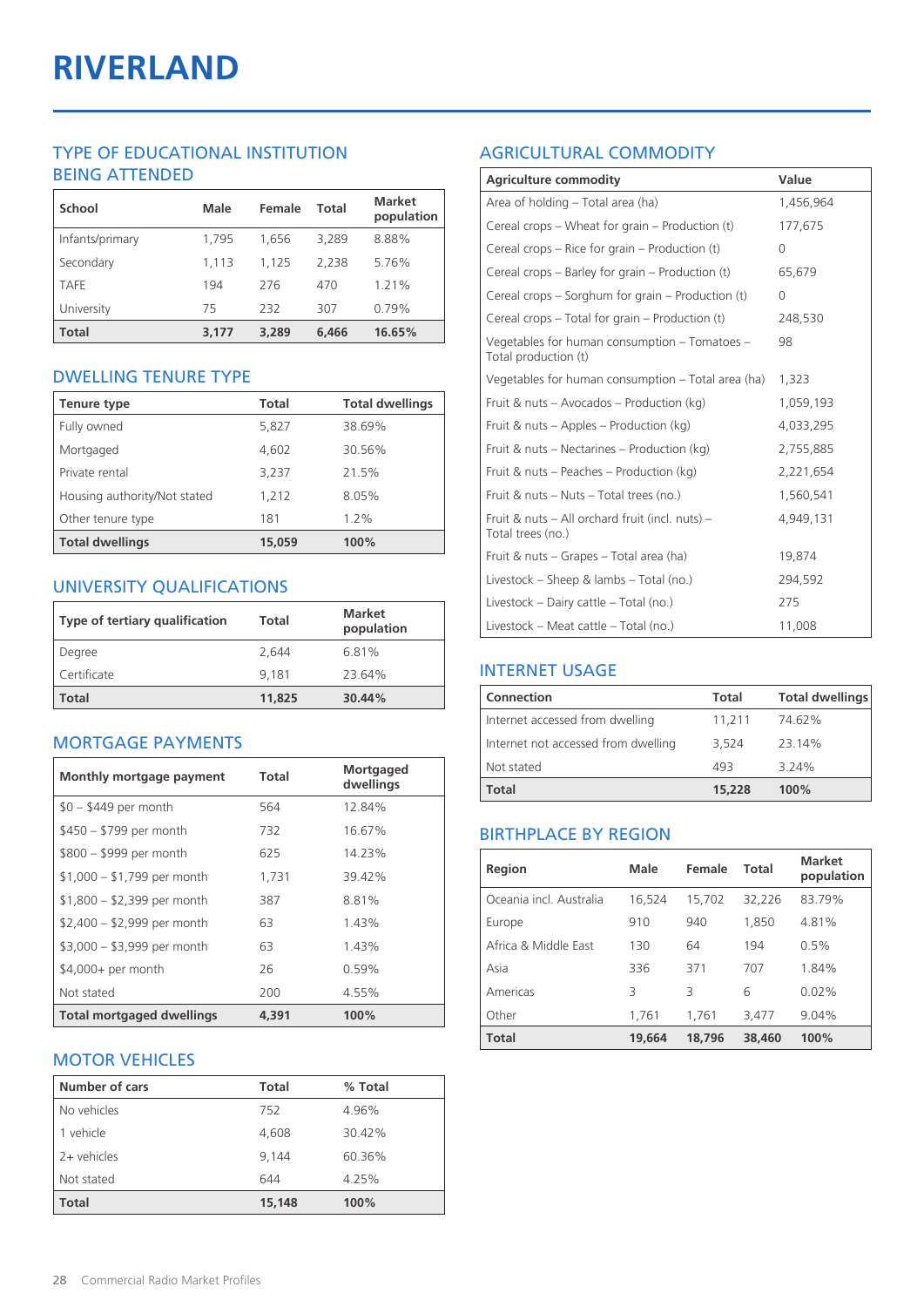# RIVERLAND

## TYPE OF EDUCATIONAL INSTITUTION BEING ATTENDED

| School | Male | Female | Total | Market population |
|---|---|---|---|---|
| Infants/primary | 1,795 | 1,656 | 3,289 | 8.88% |
| Secondary | 1,113 | 1,125 | 2,238 | 5.76% |
| TAFE | 194 | 276 | 470 | 1.21% |
| University | 75 | 232 | 307 | 0.79% |
| **Total** | **3,177** | **3,289** | **6,466** | **16.65%** |

## DWELLING TENURE TYPE

| Tenure type | Total | Total dwellings |
|---|---|---|
| Fully owned | 5,827 | 38.69% |
| Mortgaged | 4,602 | 30.56% |
| Private rental | 3,237 | 21.5% |
| Housing authority/Not stated | 1,212 | 8.05% |
| Other tenure type | 181 | 1.2% |
| **Total dwellings** | **15,059** | **100%** |

## UNIVERSITY QUALIFICATIONS

| Type of tertiary qualification | Total | Market population |
|---|---|---|
| Degree | 2,644 | 6.81% |
| Certificate | 9,181 | 23.64% |
| **Total** | **11,825** | **30.44%** |

## MORTGAGE PAYMENTS

| Monthly mortgage payment | Total | Mortgaged dwellings |
|---|---|---|
| $0 – $449 per month | 564 | 12.84% |
| $450 – $799 per month | 732 | 16.67% |
| $800 – $999 per month | 625 | 14.23% |
| $1,000 – $1,799 per month | 1,731 | 39.42% |
| $1,800 – $2,399 per month | 387 | 8.81% |
| $2,400 – $2,999 per month | 63 | 1.43% |
| $3,000 – $3,999 per month | 63 | 1.43% |
| $4,000+ per month | 26 | 0.59% |
| Not stated | 200 | 4.55% |
| **Total mortgaged dwellings** | **4,391** | **100%** |

## MOTOR VEHICLES

| Number of cars | Total | % Total |
|---|---|---|
| No vehicles | 752 | 4.96% |
| 1 vehicle | 4,608 | 30.42% |
| 2+ vehicles | 9,144 | 60.36% |
| Not stated | 644 | 4.25% |
| **Total** | **15,148** | **100%** |

## AGRICULTURAL COMMODITY

| Agriculture commodity | Value |
|---|---|
| Area of holding – Total area (ha) | 1,456,964 |
| Cereal crops – Wheat for grain – Production (t) | 177,675 |
| Cereal crops – Rice for grain – Production (t) | 0 |
| Cereal crops – Barley for grain – Production (t) | 65,679 |
| Cereal crops – Sorghum for grain – Production (t) | 0 |
| Cereal crops – Total for grain – Production (t) | 248,530 |
| Vegetables for human consumption – Tomatoes – Total production (t) | 98 |
| Vegetables for human consumption – Total area (ha) | 1,323 |
| Fruit & nuts – Avocados – Production (kg) | 1,059,193 |
| Fruit & nuts – Apples – Production (kg) | 4,033,295 |
| Fruit & nuts – Nectarines – Production (kg) | 2,755,885 |
| Fruit & nuts – Peaches – Production (kg) | 2,221,654 |
| Fruit & nuts – Nuts – Total trees (no.) | 1,560,541 |
| Fruit & nuts – All orchard fruit (incl. nuts) – Total trees (no.) | 4,949,131 |
| Fruit & nuts – Grapes – Total area (ha) | 19,874 |
| Livestock – Sheep & lambs – Total (no.) | 294,592 |
| Livestock – Dairy cattle – Total (no.) | 275 |
| Livestock – Meat cattle – Total (no.) | 11,008 |

## INTERNET USAGE

| Connection | Total | Total dwellings |
|---|---|---|
| Internet accessed from dwelling | 11,211 | 74.62% |
| Internet not accessed from dwelling | 3,524 | 23.14% |
| Not stated | 493 | 3.24% |
| **Total** | **15,228** | **100%** |

## BIRTHPLACE BY REGION

| Region | Male | Female | Total | Market population |
|---|---|---|---|---|
| Oceania incl. Australia | 16,524 | 15,702 | 32,226 | 83.79% |
| Europe | 910 | 940 | 1,850 | 4.81% |
| Africa & Middle East | 130 | 64 | 194 | 0.5% |
| Asia | 336 | 371 | 707 | 1.84% |
| Americas | 3 | 3 | 6 | 0.02% |
| Other | 1,761 | 1,761 | 3,477 | 9.04% |
| **Total** | **19,664** | **18,796** | **38,460** | **100%** |